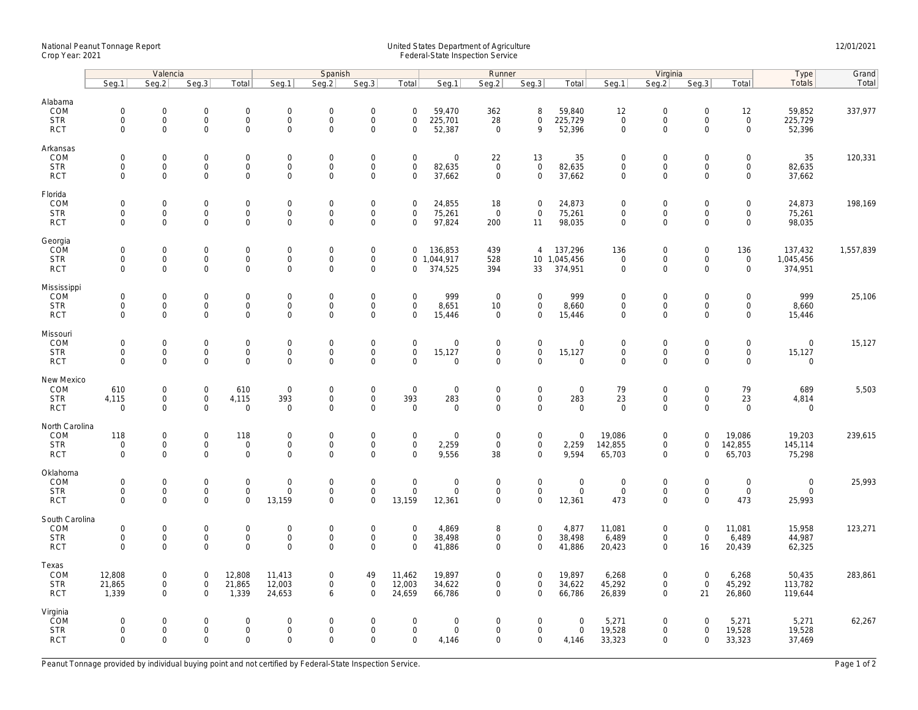National Peanut Tonnage Report
Crop Year: 2021

United States Department of Agriculture
Federal-State Inspection Service

12/01/2021

| | Valencia | | | | Spanish | | | | Runner | | | | Virginia | | | | Type | Grand |
|---|---|---|---|---|---|---|---|---|---|---|---|---|---|---|---|---|---|---|
| | Seg.1 | Seg.2 | Seg.3 | Total | Seg.1 | Seg.2 | Seg.3 | Total | Seg.1 | Seg.2 | Seg.3 | Total | Seg.1 | Seg.2 | Seg.3 | Total | Totals | Total |
| **Alabama** | | | | | | | | | | | | | | | | | | |
| COM | 0 | 0 | 0 | 0 | 0 | 0 | 0 | 0 | 59,470 | 362 | 8 | 59,840 | 12 | 0 | 0 | 12 | 59,852 | 337,977 |
| STR | 0 | 0 | 0 | 0 | 0 | 0 | 0 | 0 | 225,701 | 28 | 0 | 225,729 | 0 | 0 | 0 | 0 | 225,729 | |
| RCT | 0 | 0 | 0 | 0 | 0 | 0 | 0 | 0 | 52,387 | 0 | 9 | 52,396 | 0 | 0 | 0 | 0 | 52,396 | |
| **Arkansas** | | | | | | | | | | | | | | | | | | |
| COM | 0 | 0 | 0 | 0 | 0 | 0 | 0 | 0 | 0 | 22 | 13 | 35 | 0 | 0 | 0 | 0 | 35 | 120,331 |
| STR | 0 | 0 | 0 | 0 | 0 | 0 | 0 | 0 | 82,635 | 0 | 0 | 82,635 | 0 | 0 | 0 | 0 | 82,635 | |
| RCT | 0 | 0 | 0 | 0 | 0 | 0 | 0 | 0 | 37,662 | 0 | 0 | 37,662 | 0 | 0 | 0 | 0 | 37,662 | |
| **Florida** | | | | | | | | | | | | | | | | | | |
| COM | 0 | 0 | 0 | 0 | 0 | 0 | 0 | 0 | 24,855 | 18 | 0 | 24,873 | 0 | 0 | 0 | 0 | 24,873 | 198,169 |
| STR | 0 | 0 | 0 | 0 | 0 | 0 | 0 | 0 | 75,261 | 0 | 0 | 75,261 | 0 | 0 | 0 | 0 | 75,261 | |
| RCT | 0 | 0 | 0 | 0 | 0 | 0 | 0 | 0 | 97,824 | 200 | 11 | 98,035 | 0 | 0 | 0 | 0 | 98,035 | |
| **Georgia** | | | | | | | | | | | | | | | | | | |
| COM | 0 | 0 | 0 | 0 | 0 | 0 | 0 | 0 | 136,853 | 439 | 4 | 137,296 | 136 | 0 | 0 | 136 | 137,432 | 1,557,839 |
| STR | 0 | 0 | 0 | 0 | 0 | 0 | 0 | 0 | 1,044,917 | 528 | 10 | 1,045,456 | 0 | 0 | 0 | 0 | 1,045,456 | |
| RCT | 0 | 0 | 0 | 0 | 0 | 0 | 0 | 0 | 374,525 | 394 | 33 | 374,951 | 0 | 0 | 0 | 0 | 374,951 | |
| **Mississippi** | | | | | | | | | | | | | | | | | | |
| COM | 0 | 0 | 0 | 0 | 0 | 0 | 0 | 0 | 999 | 0 | 0 | 999 | 0 | 0 | 0 | 0 | 999 | 25,106 |
| STR | 0 | 0 | 0 | 0 | 0 | 0 | 0 | 0 | 8,651 | 10 | 0 | 8,660 | 0 | 0 | 0 | 0 | 8,660 | |
| RCT | 0 | 0 | 0 | 0 | 0 | 0 | 0 | 0 | 15,446 | 0 | 0 | 15,446 | 0 | 0 | 0 | 0 | 15,446 | |
| **Missouri** | | | | | | | | | | | | | | | | | | |
| COM | 0 | 0 | 0 | 0 | 0 | 0 | 0 | 0 | 0 | 0 | 0 | 0 | 0 | 0 | 0 | 0 | 0 | 15,127 |
| STR | 0 | 0 | 0 | 0 | 0 | 0 | 0 | 0 | 15,127 | 0 | 0 | 15,127 | 0 | 0 | 0 | 0 | 15,127 | |
| RCT | 0 | 0 | 0 | 0 | 0 | 0 | 0 | 0 | 0 | 0 | 0 | 0 | 0 | 0 | 0 | 0 | 0 | |
| **New Mexico** | | | | | | | | | | | | | | | | | | |
| COM | 610 | 0 | 0 | 610 | 0 | 0 | 0 | 0 | 0 | 0 | 0 | 0 | 79 | 0 | 0 | 79 | 689 | 5,503 |
| STR | 4,115 | 0 | 0 | 4,115 | 393 | 0 | 0 | 393 | 283 | 0 | 0 | 283 | 23 | 0 | 0 | 23 | 4,814 | |
| RCT | 0 | 0 | 0 | 0 | 0 | 0 | 0 | 0 | 0 | 0 | 0 | 0 | 0 | 0 | 0 | 0 | 0 | |
| **North Carolina** | | | | | | | | | | | | | | | | | | |
| COM | 118 | 0 | 0 | 118 | 0 | 0 | 0 | 0 | 0 | 0 | 0 | 0 | 19,086 | 0 | 0 | 19,086 | 19,203 | 239,615 |
| STR | 0 | 0 | 0 | 0 | 0 | 0 | 0 | 0 | 2,259 | 0 | 0 | 2,259 | 142,855 | 0 | 0 | 142,855 | 145,114 | |
| RCT | 0 | 0 | 0 | 0 | 0 | 0 | 0 | 0 | 9,556 | 38 | 0 | 9,594 | 65,703 | 0 | 0 | 65,703 | 75,298 | |
| **Oklahoma** | | | | | | | | | | | | | | | | | | |
| COM | 0 | 0 | 0 | 0 | 0 | 0 | 0 | 0 | 0 | 0 | 0 | 0 | 0 | 0 | 0 | 0 | 0 | 25,993 |
| STR | 0 | 0 | 0 | 0 | 0 | 0 | 0 | 0 | 0 | 0 | 0 | 0 | 0 | 0 | 0 | 0 | 0 | |
| RCT | 0 | 0 | 0 | 0 | 13,159 | 0 | 0 | 13,159 | 12,361 | 0 | 0 | 12,361 | 473 | 0 | 0 | 473 | 25,993 | |
| **South Carolina** | | | | | | | | | | | | | | | | | | |
| COM | 0 | 0 | 0 | 0 | 0 | 0 | 0 | 0 | 4,869 | 8 | 0 | 4,877 | 11,081 | 0 | 0 | 11,081 | 15,958 | 123,271 |
| STR | 0 | 0 | 0 | 0 | 0 | 0 | 0 | 0 | 38,498 | 0 | 0 | 38,498 | 6,489 | 0 | 0 | 6,489 | 44,987 | |
| RCT | 0 | 0 | 0 | 0 | 0 | 0 | 0 | 0 | 41,886 | 0 | 0 | 41,886 | 20,423 | 0 | 16 | 20,439 | 62,325 | |
| **Texas** | | | | | | | | | | | | | | | | | | |
| COM | 12,808 | 0 | 0 | 12,808 | 11,413 | 0 | 49 | 11,462 | 19,897 | 0 | 0 | 19,897 | 6,268 | 0 | 0 | 6,268 | 50,435 | 283,861 |
| STR | 21,865 | 0 | 0 | 21,865 | 12,003 | 0 | 0 | 12,003 | 34,622 | 0 | 0 | 34,622 | 45,292 | 0 | 0 | 45,292 | 113,782 | |
| RCT | 1,339 | 0 | 0 | 1,339 | 24,653 | 6 | 0 | 24,659 | 66,786 | 0 | 0 | 66,786 | 26,839 | 0 | 21 | 26,860 | 119,644 | |
| **Virginia** | | | | | | | | | | | | | | | | | | |
| COM | 0 | 0 | 0 | 0 | 0 | 0 | 0 | 0 | 0 | 0 | 0 | 0 | 5,271 | 0 | 0 | 5,271 | 5,271 | 62,267 |
| STR | 0 | 0 | 0 | 0 | 0 | 0 | 0 | 0 | 0 | 0 | 0 | 0 | 19,528 | 0 | 0 | 19,528 | 19,528 | |
| RCT | 0 | 0 | 0 | 0 | 0 | 0 | 0 | 0 | 4,146 | 0 | 0 | 4,146 | 33,323 | 0 | 0 | 33,323 | 37,469 | |

Peanut Tonnage provided by individual buying point and not certified by Federal-State Inspection Service.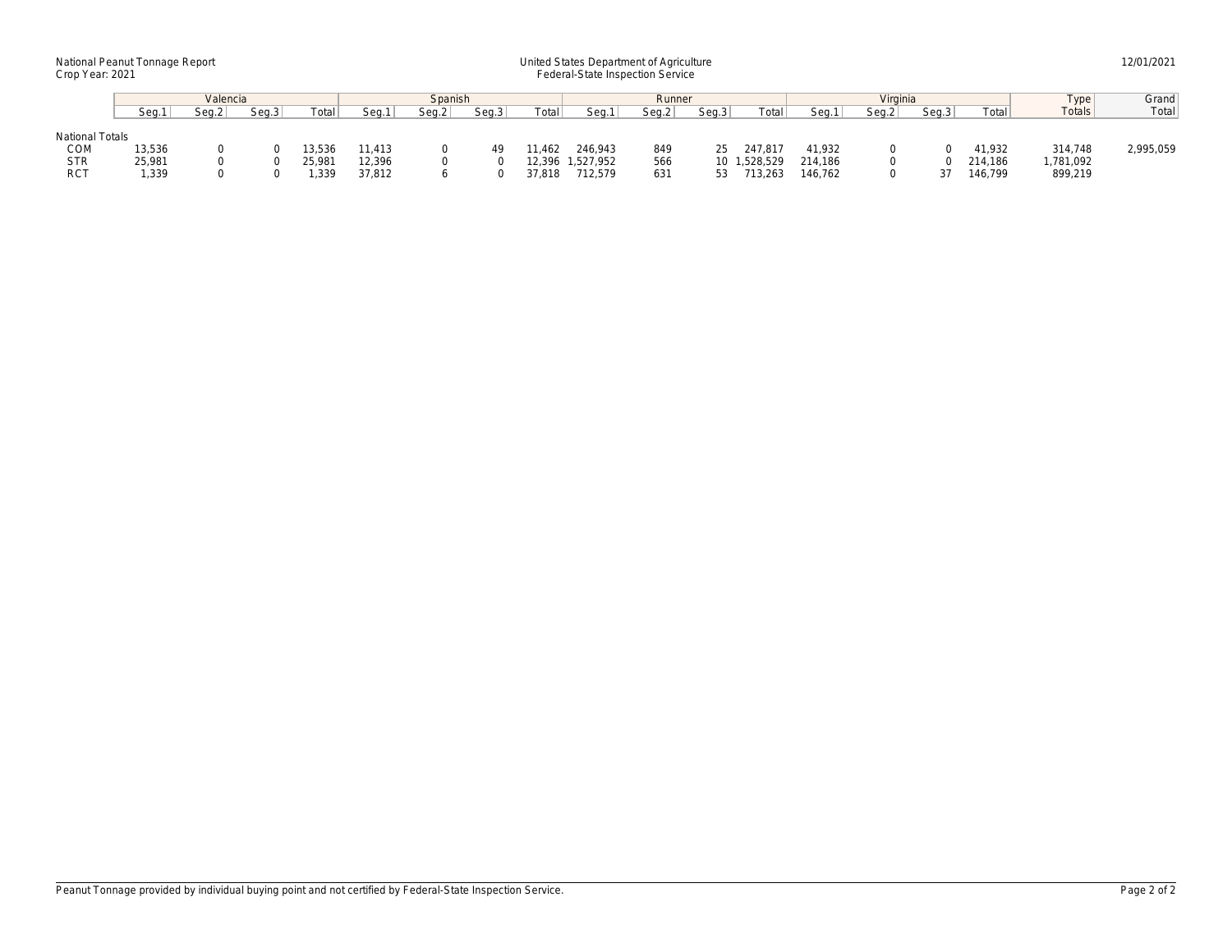National Peanut Tonnage Report
Crop Year: 2021

United States Department of Agriculture
Federal-State Inspection Service

12/01/2021

| | Valencia | | | | Spanish | | | | Runner | | | | Virginia | | | | Type | Grand |
|---|---|---|---|---|---|---|---|---|---|---|---|---|---|---|---|---|---|---|
| | Seg.1 | Seg.2 | Seg.3 | Total | Seg.1 | Seg.2 | Seg.3 | Total | Seg.1 | Seg.2 | Seg.3 | Total | Seg.1 | Seg.2 | Seg.3 | Total | Totals | Total |
| National Totals | | | | | | | | | | | | | | | | | | |
| COM | 13,536 | 0 | 0 | 13,536 | 11,413 | 0 | 49 | 11,462 | 246,943 | 849 | 25 | 247,817 | 41,932 | 0 | 0 | 41,932 | 314,748 | 2,995,059 |
| STR | 25,981 | 0 | 0 | 25,981 | 12,396 | 0 | 0 | 12,396 | 1,527,952 | 566 | 10 | 1,528,529 | 214,186 | 0 | 0 | 214,186 | 1,781,092 | |
| RCT | 1,339 | 0 | 0 | 1,339 | 37,812 | 6 | 0 | 37,818 | 712,579 | 631 | 53 | 713,263 | 146,762 | 0 | 37 | 146,799 | 899,219 | |

Peanut Tonnage provided by individual buying point and not certified by Federal-State Inspection Service.